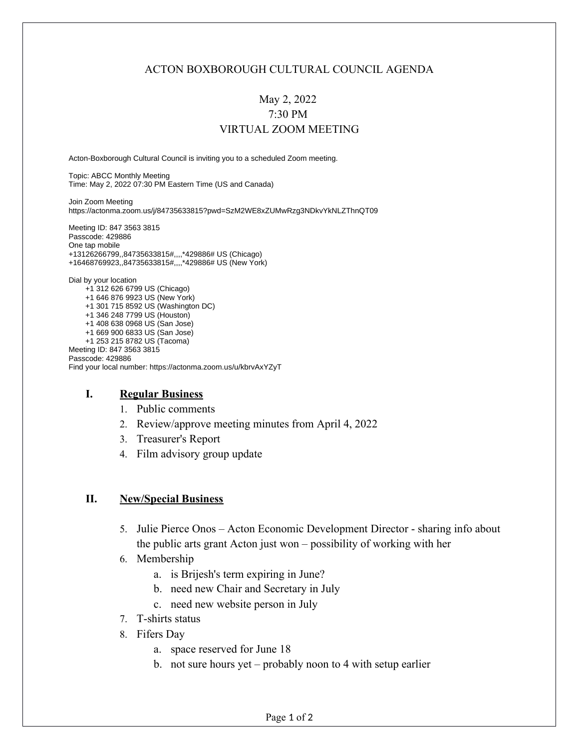# ACTON BOXBOROUGH CULTURAL COUNCIL AGENDA

## May 2, 2022
## 7:30 PM
## VIRTUAL ZOOM MEETING

Acton-Boxborough Cultural Council is inviting you to a scheduled Zoom meeting.

Topic: ABCC Monthly Meeting
Time: May 2, 2022 07:30 PM Eastern Time (US and Canada)

Join Zoom Meeting
https://actonma.zoom.us/j/84735633815?pwd=SzM2WE8xZUMwRzg3NDkvYkNLZThnQT09

Meeting ID: 847 3563 3815
Passcode: 429886
One tap mobile
+13126266799,,84735633815#,,,,*429886# US (Chicago)
+16468769923,,84735633815#,,,,*429886# US (New York)

Dial by your location
- +1 312 626 6799 US (Chicago)
- +1 646 876 9923 US (New York)
- +1 301 715 8592 US (Washington DC)
- +1 346 248 7799 US (Houston)
- +1 408 638 0968 US (San Jose)
- +1 669 900 6833 US (San Jose)
- +1 253 215 8782 US (Tacoma)

Meeting ID: 847 3563 3815
Passcode: 429886
Find your local number: https://actonma.zoom.us/u/kbrvAxYZyT

## I. Regular Business

1. Public comments
2. Review/approve meeting minutes from April 4, 2022
3. Treasurer's Report
4. Film advisory group update

## II. New/Special Business

5. Julie Pierce Onos – Acton Economic Development Director - sharing info about the public arts grant Acton just won – possibility of working with her
6. Membership
    a. is Brijesh's term expiring in June?
    b. need new Chair and Secretary in July
    c. need new website person in July
7. T-shirts status
8. Fifers Day
    a. space reserved for June 18
    b. not sure hours yet – probably noon to 4 with setup earlier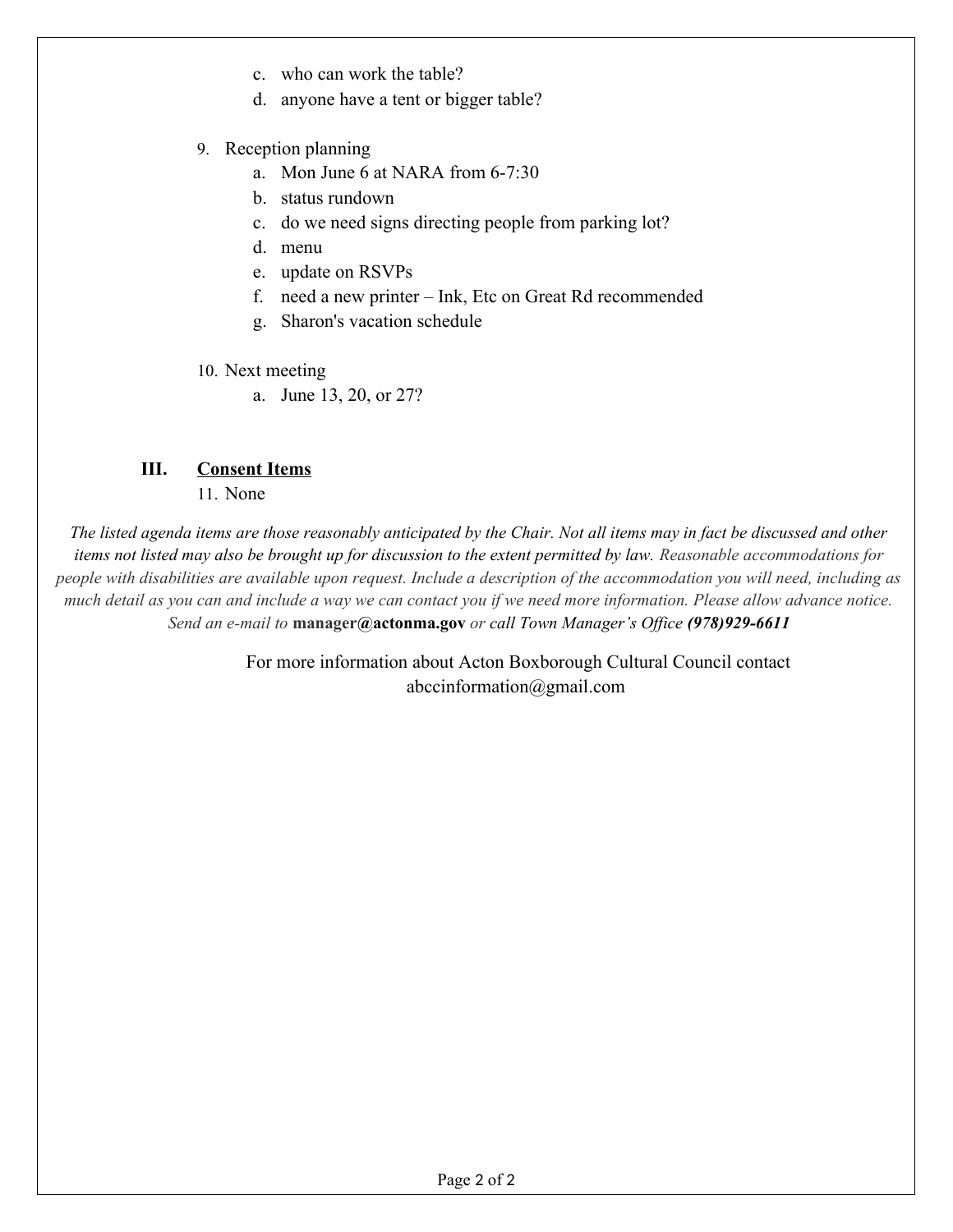c. who can work the table?
   d. anyone have a tent or bigger table?

9. Reception planning
   a. Mon June 6 at NARA from 6-7:30
   b. status rundown
   c. do we need signs directing people from parking lot?
   d. menu
   e. update on RSVPs
   f. need a new printer – Ink, Etc on Great Rd recommended
   g. Sharon's vacation schedule

10. Next meeting
    a. June 13, 20, or 27?

## III. <u>Consent Items</u>

11. None

*The listed agenda items are those reasonably anticipated by the Chair. Not all items may in fact be discussed and other items not listed may also be brought up for discussion to the extent permitted by law. Reasonable accommodations for people with disabilities are available upon request. Include a description of the accommodation you will need, including as much detail as you can and include a way we can contact you if we need more information. Please allow advance notice. Send an e-mail to* **manager@actonma.gov** *or call Town Manager's Office* ***(978)929-6611***

For more information about Acton Boxborough Cultural Council contact abccinformation@gmail.com